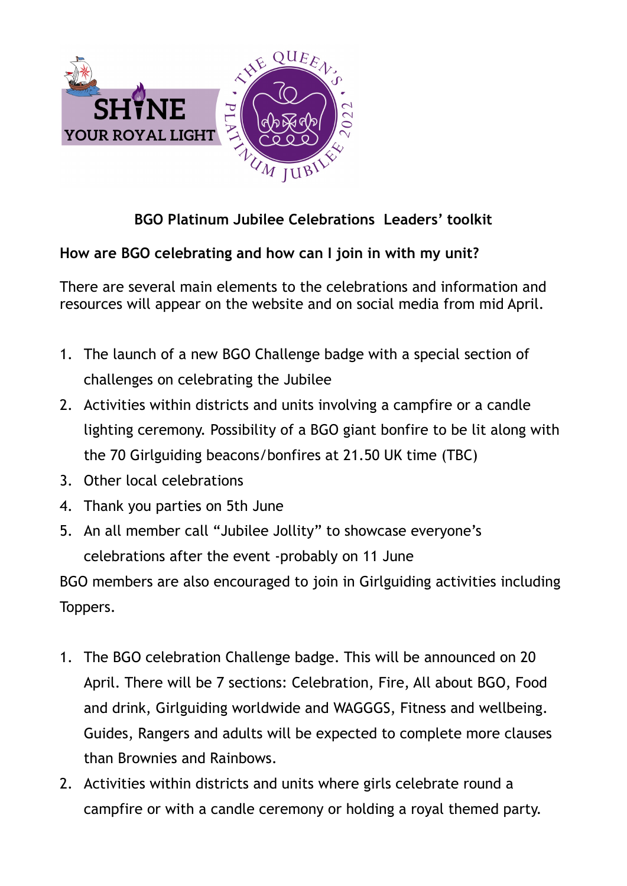# BGO Platinum Jubilee Celebrations  Leaders' toolkit

**How are BGO celebrating and how can I join in with my unit?**

There are several main elements to the celebrations and information and resources will appear on the website and on social media from mid April.

1. The launch of a new BGO Challenge badge with a special section of challenges on celebrating the Jubilee
2. Activities within districts and units involving a campfire or a candle lighting ceremony. Possibility of a BGO giant bonfire to be lit along with the 70 Girlguiding beacons/bonfires at 21.50 UK time (TBC)
3. Other local celebrations
4. Thank you parties on 5th June
5. An all member call "Jubilee Jollity" to showcase everyone's celebrations after the event -probably on 11 June

BGO members are also encouraged to join in Girlguiding activities including Toppers.

1. The BGO celebration Challenge badge. This will be announced on 20 April. There will be 7 sections: Celebration, Fire, All about BGO, Food and drink, Girlguiding worldwide and WAGGGS, Fitness and wellbeing. Guides, Rangers and adults will be expected to complete more clauses than Brownies and Rainbows.
2. Activities within districts and units where girls celebrate round a campfire or with a candle ceremony or holding a royal themed party.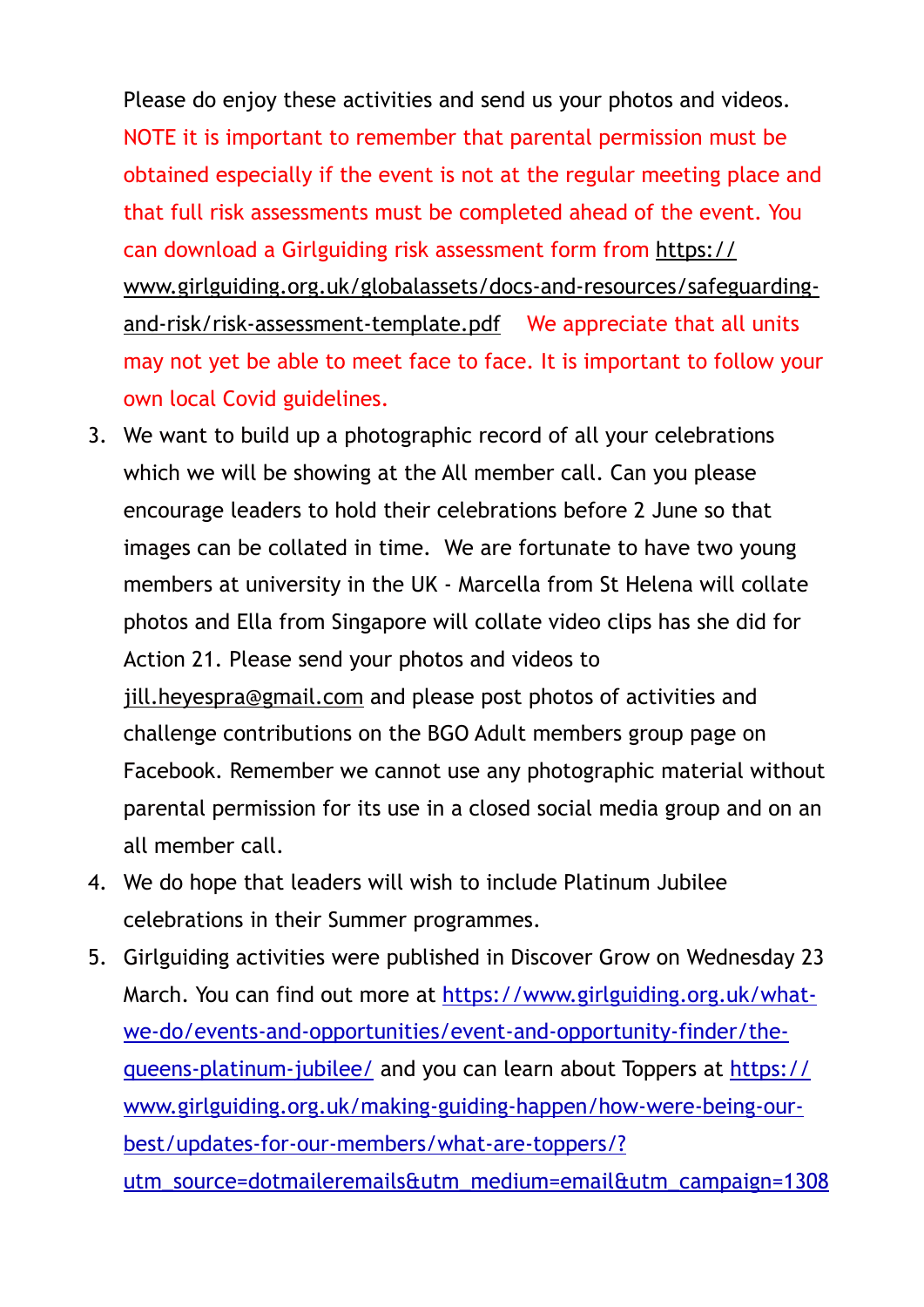Please do enjoy these activities and send us your photos and videos. NOTE it is important to remember that parental permission must be obtained especially if the event is not at the regular meeting place and that full risk assessments must be completed ahead of the event. You can download a Girlguiding risk assessment form from https://www.girlguiding.org.uk/globalassets/docs-and-resources/safeguarding-and-risk/risk-assessment-template.pdf We appreciate that all units may not yet be able to meet face to face. It is important to follow your own local Covid guidelines.

3. We want to build up a photographic record of all your celebrations which we will be showing at the All member call. Can you please encourage leaders to hold their celebrations before 2 June so that images can be collated in time. We are fortunate to have two young members at university in the UK - Marcella from St Helena will collate photos and Ella from Singapore will collate video clips has she did for Action 21. Please send your photos and videos to jill.heyespra@gmail.com and please post photos of activities and challenge contributions on the BGO Adult members group page on Facebook. Remember we cannot use any photographic material without parental permission for its use in a closed social media group and on an all member call.
4. We do hope that leaders will wish to include Platinum Jubilee celebrations in their Summer programmes.
5. Girlguiding activities were published in Discover Grow on Wednesday 23 March. You can find out more at https://www.girlguiding.org.uk/what-we-do/events-and-opportunities/event-and-opportunity-finder/the-queens-platinum-jubilee/ and you can learn about Toppers at https://www.girlguiding.org.uk/making-guiding-happen/how-were-being-our-best/updates-for-our-members/what-are-toppers/?utm_source=dotmaileremails&utm_medium=email&utm_campaign=1308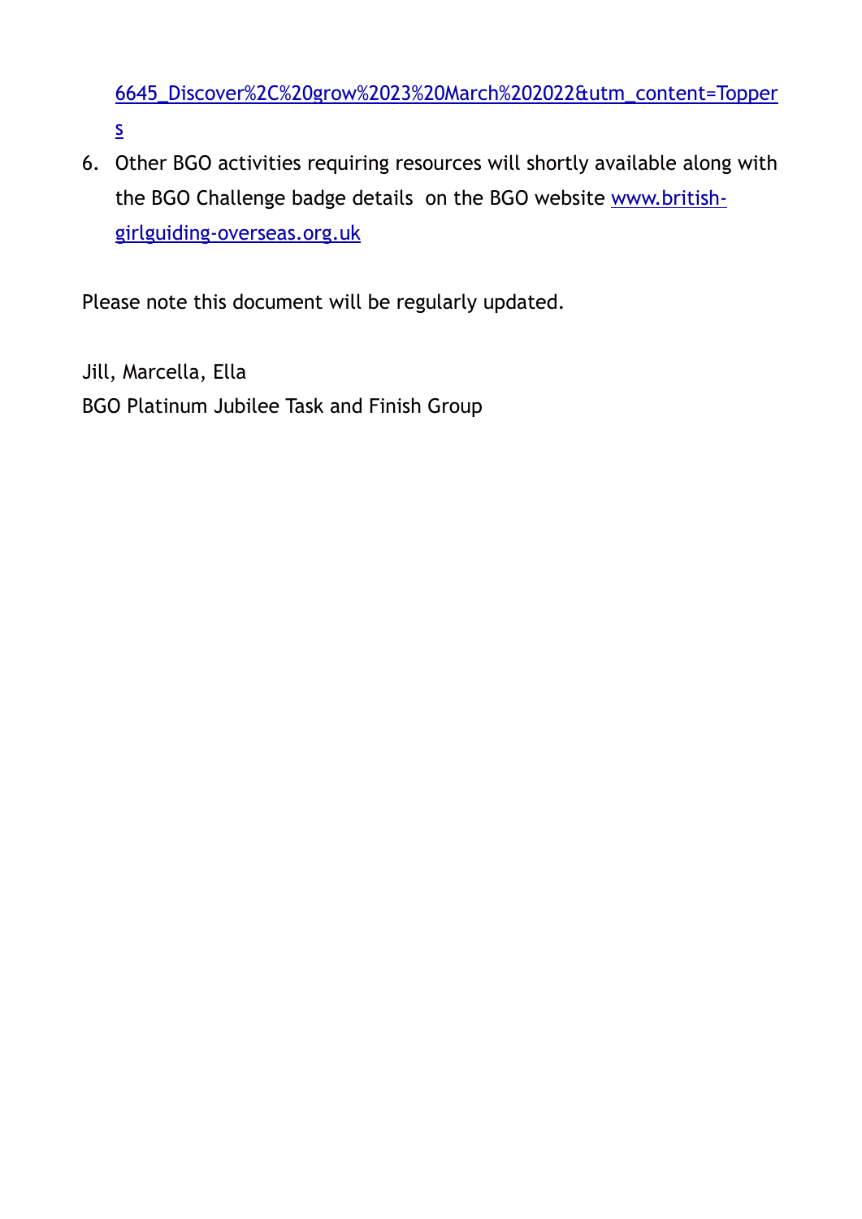6645_Discover%2C%20grow%2023%20March%202022&utm_content=Toppers

6. Other BGO activities requiring resources will shortly available along with the BGO Challenge badge details on the BGO website www.british-girlguiding-overseas.org.uk

Please note this document will be regularly updated.

Jill, Marcella, Ella
BGO Platinum Jubilee Task and Finish Group